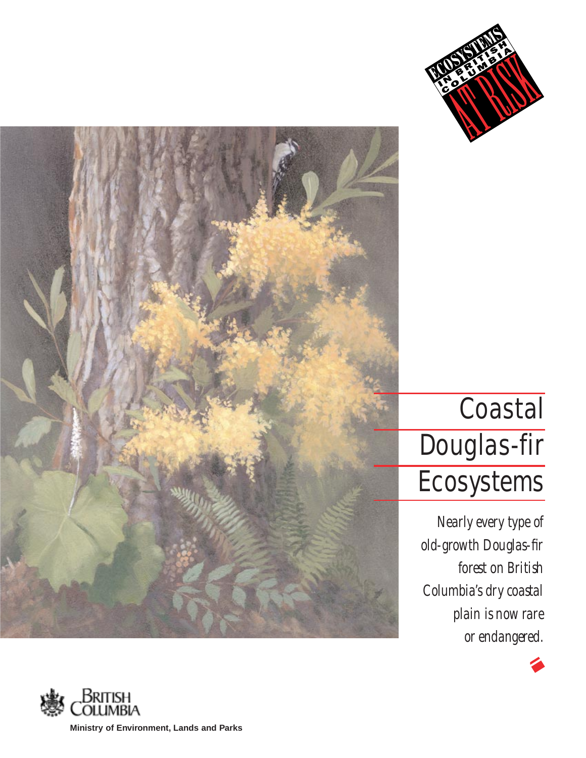ECOSYSTEMS IN BRITISH COLUMBIA AT RISK

# Coastal Douglas-fir Ecosystems

*Nearly every type of old-growth Douglas-fir forest on British Columbia's dry coastal plain is now rare or endangered.*

British Columbia

Ministry of Environment, Lands and Parks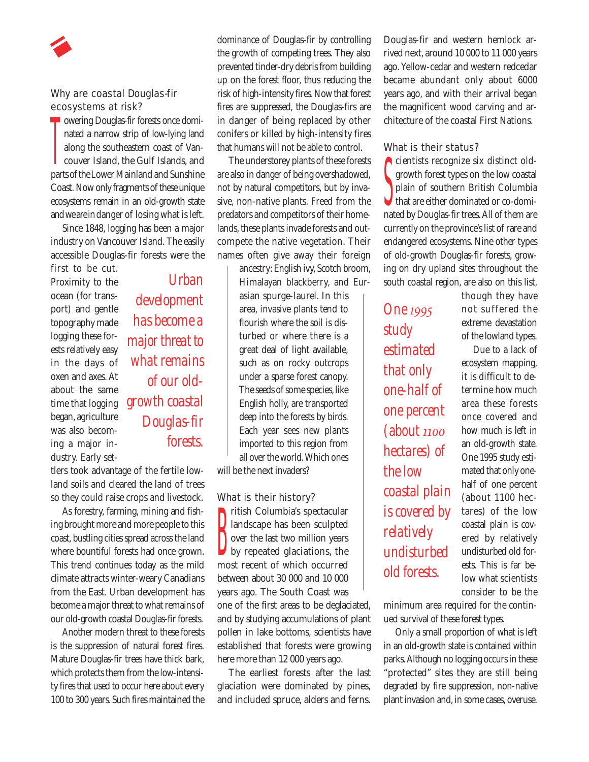## Why are coastal Douglas-fir ecosystems at risk?

Towering Douglas-fir forests once dominated a narrow strip of low-lying land along the southeastern coast of Vancouver Island, the Gulf Islands, and parts of the Lower Mainland and Sunshine Coast. Now only fragments of these unique ecosystems remain in an old-growth state and we are in danger of losing what is left.

Since 1848, logging has been a major industry on Vancouver Island. The easily accessible Douglas-fir forests were the first to be cut. Proximity to the ocean (for transport) and gentle topography made logging these forests relatively easy in the days of oxen and axes. At about the same time that logging began, agriculture was also becoming a major industry. Early settlers took advantage of the fertile lowland soils and cleared the land of trees so they could raise crops and livestock.

*Urban development has become a major threat to what remains of our old-growth coastal Douglas-fir forests.*

As forestry, farming, mining and fishing brought more and more people to this coast, bustling cities spread across the land where bountiful forests had once grown. This trend continues today as the mild climate attracts winter-weary Canadians from the East. Urban development has become a major threat to what remains of our old-growth coastal Douglas-fir forests.

Another modern threat to these forests is the suppression of natural forest fires. Mature Douglas-fir trees have thick bark, which protects them from the low-intensity fires that used to occur here about every 100 to 300 years. Such fires maintained the dominance of Douglas-fir by controlling the growth of competing trees. They also prevented tinder-dry debris from building up on the forest floor, thus reducing the risk of high-intensity fires. Now that forest fires are suppressed, the Douglas-firs are in danger of being replaced by other conifers or killed by high-intensity fires that humans will not be able to control.

The understorey plants of these forests are also in danger of being overshadowed, not by natural competitors, but by invasive, non-native plants. Freed from the predators and competitors of their homelands, these plants invade forests and outcompete the native vegetation. Their names often give away their foreign ancestry: English ivy, Scotch broom, Himalayan blackberry, and Eurasian spurge-laurel. In this area, invasive plants tend to flourish where the soil is disturbed or where there is a great deal of light available, such as on rocky outcrops under a sparse forest canopy. The seeds of some species, like English holly, are transported deep into the forests by birds. Each year sees new plants imported to this region from all over the world. Which ones will be the next invaders?

## What is their history?

British Columbia's spectacular landscape has been sculpted over the last two million years by repeated glaciations, the most recent of which occurred between about 30 000 and 10 000 years ago. The South Coast was one of the first areas to be deglaciated, and by studying accumulations of plant pollen in lake bottoms, scientists have established that forests were growing here more than 12 000 years ago.

The earliest forests after the last glaciation were dominated by pines, and included spruce, alders and ferns. Douglas-fir and western hemlock arrived next, around 10 000 to 11 000 years ago. Yellow-cedar and western redcedar became abundant only about 6000 years ago, and with their arrival began the magnificent wood carving and architecture of the coastal First Nations.

## What is their status?

Scientists recognize six distinct old-growth forest types on the low coastal plain of southern British Columbia that are either dominated or co-dominated by Douglas-fir trees. All of them are currently on the province's list of rare and endangered ecosystems. Nine other types of old-growth Douglas-fir forests, growing on dry upland sites throughout the south coastal region, are also on this list, though they have not suffered the extreme devastation of the lowland types.

*One 1995 study estimated that only one-half of one percent (about 1100 hectares) of the low coastal plain is covered by relatively undisturbed old forests.*

Due to a lack of ecosystem mapping, it is difficult to determine how much area these forests once covered and how much is left in an old-growth state. One 1995 study estimated that only one-half of one percent (about 1100 hectares) of the low coastal plain is covered by relatively undisturbed old forests. This is far below what scientists consider to be the minimum area required for the continued survival of these forest types.

Only a small proportion of what is left in an old-growth state is contained within parks. Although no logging occurs in these "protected" sites they are still being degraded by fire suppression, non-native plant invasion and, in some cases, overuse.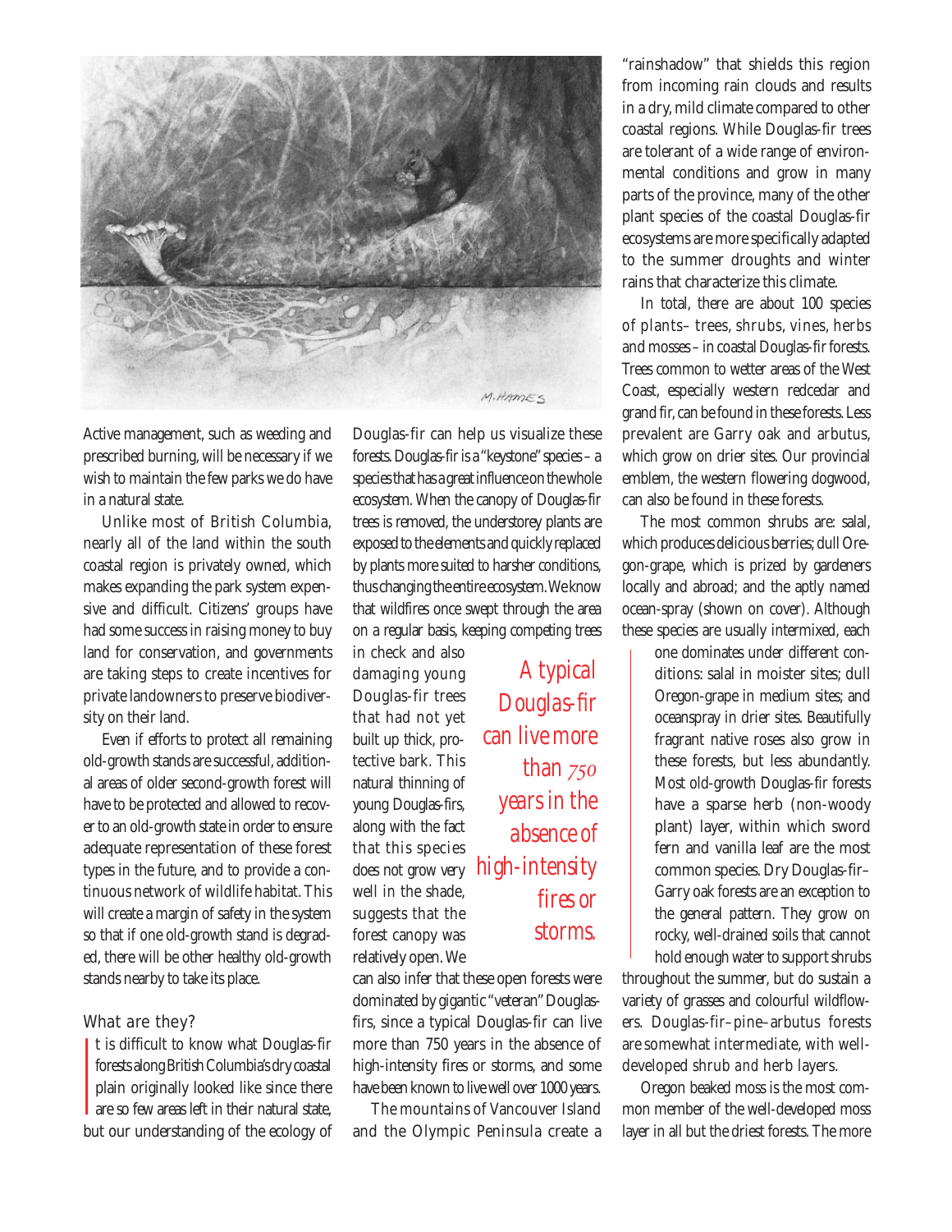Active management, such as weeding and prescribed burning, will be necessary if we wish to maintain the few parks we do have in a natural state.

Unlike most of British Columbia, nearly all of the land within the south coastal region is privately owned, which makes expanding the park system expensive and difficult. Citizens' groups have had some success in raising money to buy land for conservation, and governments are taking steps to create incentives for private landowners to preserve biodiversity on their land.

Even if efforts to protect all remaining old-growth stands are successful, additional areas of older second-growth forest will have to be protected and allowed to recover to an old-growth state in order to ensure adequate representation of these forest types in the future, and to provide a continuous network of wildlife habitat. This will create a margin of safety in the system so that if one old-growth stand is degraded, there will be other healthy old-growth stands nearby to take its place.

## What are they?

It is difficult to know what Douglas-fir forests along British Columbia's dry coastal plain originally looked like since there are so few areas left in their natural state, but our understanding of the ecology of Douglas-fir can help us visualize these forests. Douglas-fir is a "keystone" species – a species that has a great influence on the whole ecosystem. When the canopy of Douglas-fir trees is removed, the understorey plants are exposed to the elements and quickly replaced by plants more suited to harsher conditions, thus changing the entire ecosystem. We know that wildfires once swept through the area on a regular basis, keeping competing trees in check and also damaging young Douglas-fir trees that had not yet built up thick, protective bark. This natural thinning of young Douglas-firs, along with the fact that this species does not grow very well in the shade, suggests that the forest canopy was relatively open. We can also infer that these open forests were dominated by gigantic "veteran" Douglas-firs, since a typical Douglas-fir can live more than 750 years in the absence of high-intensity fires or storms, and some have been known to live well over 1000 years.

*A typical Douglas-fir can live more than 750 years in the absence of high-intensity fires or storms.*

The mountains of Vancouver Island and the Olympic Peninsula create a "rainshadow" that shields this region from incoming rain clouds and results in a dry, mild climate compared to other coastal regions. While Douglas-fir trees are tolerant of a wide range of environmental conditions and grow in many parts of the province, many of the other plant species of the coastal Douglas-fir ecosystems are more specifically adapted to the summer droughts and winter rains that characterize this climate.

In total, there are about 100 species of plants – trees, shrubs, vines, herbs and mosses – in coastal Douglas-fir forests. Trees common to wetter areas of the West Coast, especially western redcedar and grand fir, can be found in these forests. Less prevalent are Garry oak and arbutus, which grow on drier sites. Our provincial emblem, the western flowering dogwood, can also be found in these forests.

The most common shrubs are: salal, which produces delicious berries; dull Oregon-grape, which is prized by gardeners locally and abroad; and the aptly named ocean-spray (shown on cover). Although these species are usually intermixed, each one dominates under different conditions: salal in moister sites; dull Oregon-grape in medium sites; and oceanspray in drier sites. Beautifully fragrant native roses also grow in these forests, but less abundantly. Most old-growth Douglas-fir forests have a sparse herb (non-woody plant) layer, within which sword fern and vanilla leaf are the most common species. Dry Douglas-fir–Garry oak forests are an exception to the general pattern. They grow on rocky, well-drained soils that cannot hold enough water to support shrubs throughout the summer, but do sustain a variety of grasses and colourful wildflowers. Douglas-fir–pine–arbutus forests are somewhat intermediate, with well-developed shrub and herb layers.

Oregon beaked moss is the most common member of the well-developed moss layer in all but the driest forests. The more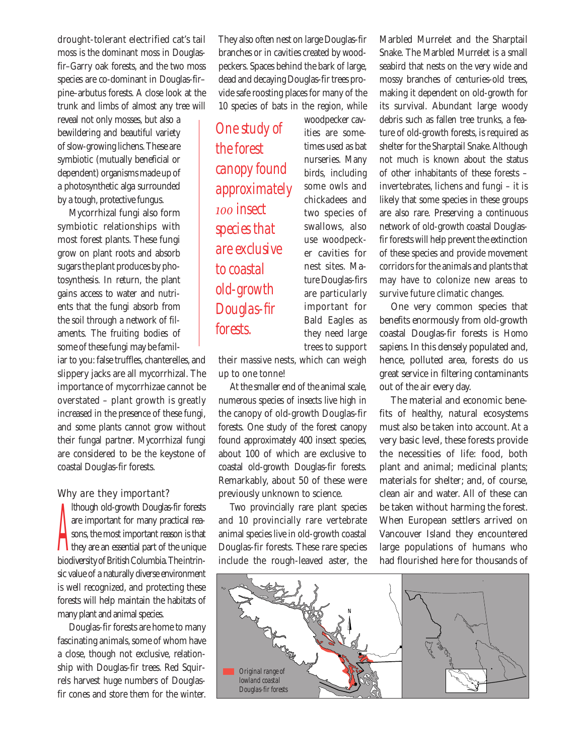drought-tolerant electrified cat's tail moss is the dominant moss in Douglas-fir–Garry oak forests, and the two moss species are co-dominant in Douglas-fir–pine–arbutus forests. A close look at the trunk and limbs of almost any tree will reveal not only mosses, but also a bewildering and beautiful variety of slow-growing lichens. These are symbiotic (mutually beneficial or dependent) organisms made up of a photosynthetic alga surrounded by a tough, protective fungus.

Mycorrhizal fungi also form symbiotic relationships with most forest plants. These fungi grow on plant roots and absorb sugars the plant produces by photosynthesis. In return, the plant gains access to water and nutrients that the fungi absorb from the soil through a network of filaments. The fruiting bodies of some of these fungi may be familiar to you: false truffles, chanterelles, and slippery jacks are all mycorrhizal. The importance of mycorrhizae cannot be overstated – plant growth is greatly increased in the presence of these fungi, and some plants cannot grow without their fungal partner. Mycorrhizal fungi are considered to be the keystone of coastal Douglas-fir forests.

## Why are they important?

Although old-growth Douglas-fir forests are important for many practical reasons, the most important reason is that they are an essential part of the unique biodiversity of British Columbia. The intrinsic value of a naturally diverse environment is well recognized, and protecting these forests will help maintain the habitats of many plant and animal species.

Douglas-fir forests are home to many fascinating animals, some of whom have a close, though not exclusive, relationship with Douglas-fir trees. Red Squirrels harvest huge numbers of Douglas-fir cones and store them for the winter. They also often nest on large Douglas-fir branches or in cavities created by woodpeckers. Spaces behind the bark of large, dead and decaying Douglas-fir trees provide safe roosting places for many of the 10 species of bats in the region, while woodpecker cavities are sometimes used as bat nurseries. Many birds, including some owls and chickadees and two species of swallows, also use woodpecker cavities for nest sites. Mature Douglas-firs are particularly important for Bald Eagles as they need large trees to support their massive nests, which can weigh up to one tonne!

*One study of the forest canopy found approximately 100 insect species that are exclusive to coastal old-growth Douglas-fir forests.*

At the smaller end of the animal scale, numerous species of insects live high in the canopy of old-growth Douglas-fir forests. One study of the forest canopy found approximately 400 insect species, about 100 of which are exclusive to coastal old-growth Douglas-fir forests. Remarkably, about 50 of these were previously unknown to science.

Two provincially rare plant species and 10 provincially rare vertebrate animal species live in old-growth coastal Douglas-fir forests. These rare species include the rough-leaved aster, the Marbled Murrelet and the Sharptail Snake. The Marbled Murrelet is a small seabird that nests on the very wide and mossy branches of centuries-old trees, making it dependent on old-growth for its survival. Abundant large woody debris such as fallen tree trunks, a feature of old-growth forests, is required as shelter for the Sharptail Snake. Although not much is known about the status of other inhabitants of these forests – invertebrates, lichens and fungi – it is likely that some species in these groups are also rare. Preserving a continuous network of old-growth coastal Douglas-fir forests will help prevent the extinction of these species and provide movement corridors for the animals and plants that may have to colonize new areas to survive future climatic changes.

One very common species that benefits enormously from old-growth coastal Douglas-fir forests is Homo sapiens. In this densely populated and, hence, polluted area, forests do us great service in filtering contaminants out of the air every day.

The material and economic benefits of healthy, natural ecosystems must also be taken into account. At a very basic level, these forests provide the necessities of life: food, both plant and animal; medicinal plants; materials for shelter; and, of course, clean air and water. All of these can be taken without harming the forest. When European settlers arrived on Vancouver Island they encountered large populations of humans who had flourished here for thousands of

N

Original range of lowland coastal Douglas-fir forests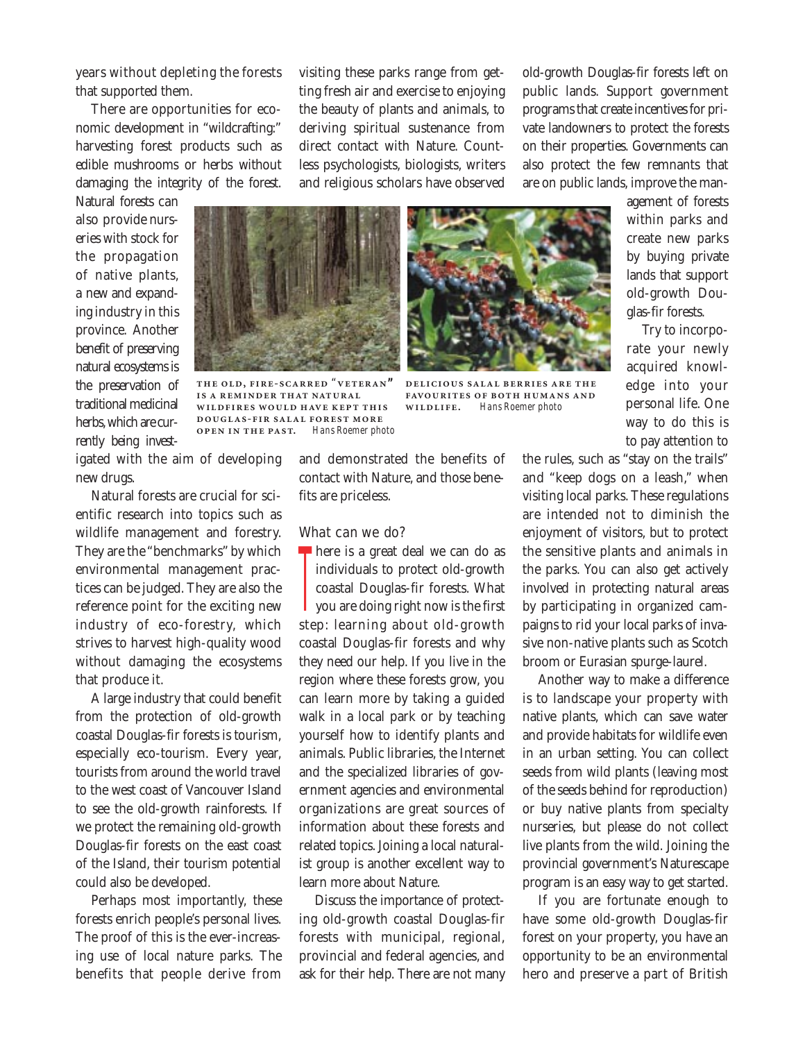years without depleting the forests that supported them.

There are opportunities for economic development in "wildcrafting:" harvesting forest products such as edible mushrooms or herbs without damaging the integrity of the forest. Natural forests can also provide nurseries with stock for the propagation of native plants, a new and expanding industry in this province. Another benefit of preserving natural ecosystems is the preservation of traditional medicinal herbs, which are currently being investigated with the aim of developing new drugs.

Natural forests are crucial for scientific research into topics such as wildlife management and forestry. They are the "benchmarks" by which environmental management practices can be judged. They are also the reference point for the exciting new industry of eco-forestry, which strives to harvest high-quality wood without damaging the ecosystems that produce it.

A large industry that could benefit from the protection of old-growth coastal Douglas-fir forests is tourism, especially eco-tourism. Every year, tourists from around the world travel to the west coast of Vancouver Island to see the old-growth rainforests. If we protect the remaining old-growth Douglas-fir forests on the east coast of the Island, their tourism potential could also be developed.

Perhaps most importantly, these forests enrich people's personal lives. The proof of this is the ever-increasing use of local nature parks. The benefits that people derive from visiting these parks range from getting fresh air and exercise to enjoying the beauty of plants and animals, to deriving spiritual sustenance from direct contact with Nature. Countless psychologists, biologists, writers and religious scholars have observed and demonstrated the benefits of contact with Nature, and those benefits are priceless.

**The old, fire-scarred "veteran" is a reminder that natural wildfires would have kept this Douglas-fir salal forest more open in the past.** *Hans Roemer photo*

**Delicious salal berries are the favourites of both humans and wildlife.** *Hans Roemer photo*

## What can we do?

There is a great deal we can do as individuals to protect old-growth coastal Douglas-fir forests. What you are doing right now is the first step: learning about old-growth coastal Douglas-fir forests and why they need our help. If you live in the region where these forests grow, you can learn more by taking a guided walk in a local park or by teaching yourself how to identify plants and animals. Public libraries, the Internet and the specialized libraries of government agencies and environmental organizations are great sources of information about these forests and related topics. Joining a local naturalist group is another excellent way to learn more about Nature.

Discuss the importance of protecting old-growth coastal Douglas-fir forests with municipal, regional, provincial and federal agencies, and ask for their help. There are not many old-growth Douglas-fir forests left on public lands. Support government programs that create incentives for private landowners to protect the forests on their properties. Governments can also protect the few remnants that are on public lands, improve the management of forests within parks and create new parks by buying private lands that support old-growth Douglas-fir forests.

Try to incorporate your newly acquired knowledge into your personal life. One way to do this is to pay attention to the rules, such as "stay on the trails" and "keep dogs on a leash," when visiting local parks. These regulations are intended not to diminish the enjoyment of visitors, but to protect the sensitive plants and animals in the parks. You can also get actively involved in protecting natural areas by participating in organized campaigns to rid your local parks of invasive non-native plants such as Scotch broom or Eurasian spurge-laurel.

Another way to make a difference is to landscape your property with native plants, which can save water and provide habitats for wildlife even in an urban setting. You can collect seeds from wild plants (leaving most of the seeds behind for reproduction) or buy native plants from specialty nurseries, but please do not collect live plants from the wild. Joining the provincial government's Naturescape program is an easy way to get started.

If you are fortunate enough to have some old-growth Douglas-fir forest on your property, you have an opportunity to be an environmental hero and preserve a part of British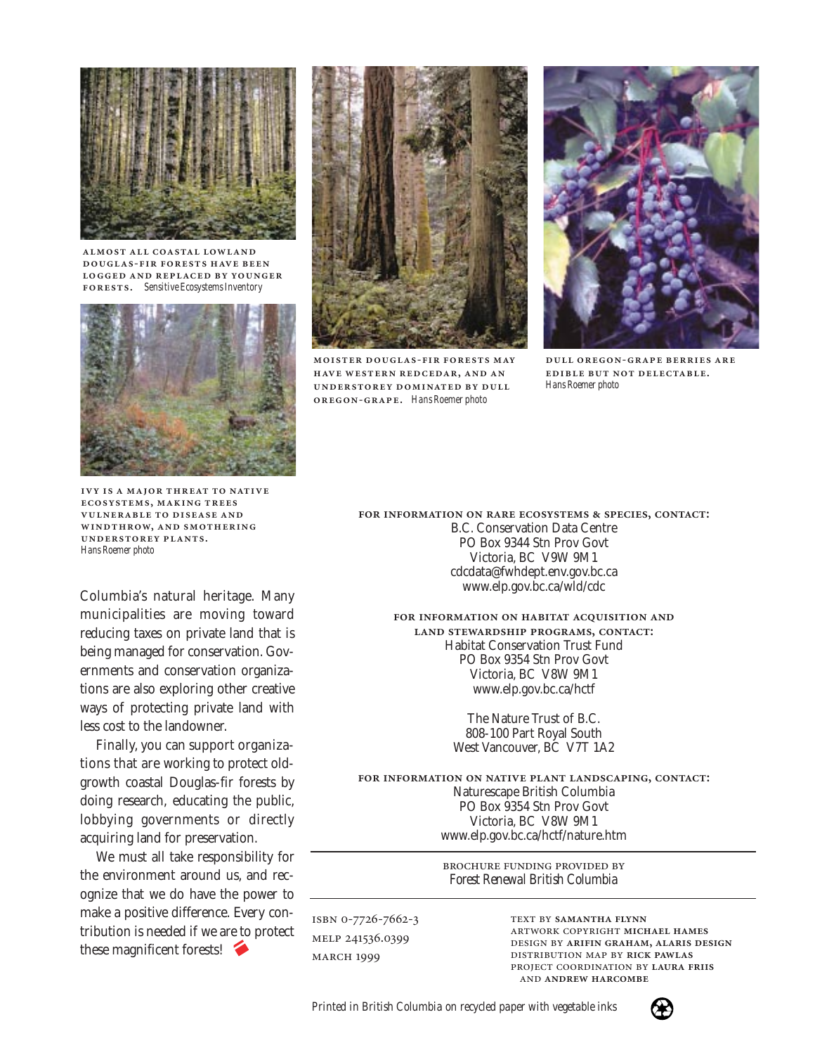ALMOST ALL COASTAL LOWLAND DOUGLAS-FIR FORESTS HAVE BEEN LOGGED AND REPLACED BY YOUNGER FORESTS. *Sensitive Ecosystems Inventory*

MOISTER DOUGLAS-FIR FORESTS MAY HAVE WESTERN REDCEDAR, AND AN UNDERSTOREY DOMINATED BY DULL OREGON-GRAPE. *Hans Roemer photo*

DULL OREGON-GRAPE BERRIES ARE EDIBLE BUT NOT DELECTABLE. *Hans Roemer photo*

IVY IS A MAJOR THREAT TO NATIVE ECOSYSTEMS, MAKING TREES VULNERABLE TO DISEASE AND WINDTHROW, AND SMOTHERING UNDERSTOREY PLANTS. *Hans Roemer photo*

Columbia's natural heritage. Many municipalities are moving toward reducing taxes on private land that is being managed for conservation. Governments and conservation organizations are also exploring other creative ways of protecting private land with less cost to the landowner.

Finally, you can support organizations that are working to protect old-growth coastal Douglas-fir forests by doing research, educating the public, lobbying governments or directly acquiring land for preservation.

We must all take responsibility for the environment around us, and recognize that we do have the power to make a positive difference. Every contribution is needed if we are to protect these magnificent forests!

**FOR INFORMATION ON RARE ECOSYSTEMS & SPECIES, CONTACT:**

B.C. Conservation Data Centre
PO Box 9344 Stn Prov Govt
Victoria, BC V9W 9M1
cdcdata@fwhdept.env.gov.bc.ca
www.elp.gov.bc.ca/wld/cdc

**FOR INFORMATION ON HABITAT ACQUISITION AND LAND STEWARDSHIP PROGRAMS, CONTACT:**

Habitat Conservation Trust Fund
PO Box 9354 Stn Prov Govt
Victoria, BC V8W 9M1
www.elp.gov.bc.ca/hctf

The Nature Trust of B.C.
808-100 Part Royal South
West Vancouver, BC V7T 1A2

**FOR INFORMATION ON NATIVE PLANT LANDSCAPING, CONTACT:**

Naturescape British Columbia
PO Box 9354 Stn Prov Govt
Victoria, BC V8W 9M1
www.elp.gov.bc.ca/hctf/nature.htm

BROCHURE FUNDING PROVIDED BY
Forest Renewal British Columbia

ISBN 0-7726-7662-3
MELP 241536.0399
MARCH 1999

TEXT BY **SAMANTHA FLYNN**
ARTWORK COPYRIGHT **MICHAEL HAMES**
DESIGN BY **ARIFIN GRAHAM, ALARIS DESIGN**
DISTRIBUTION MAP BY **RICK PAWLAS**
PROJECT COORDINATION BY **LAURA FRIIS** AND **ANDREW HARCOMBE**

*Printed in British Columbia on recycled paper with vegetable inks*